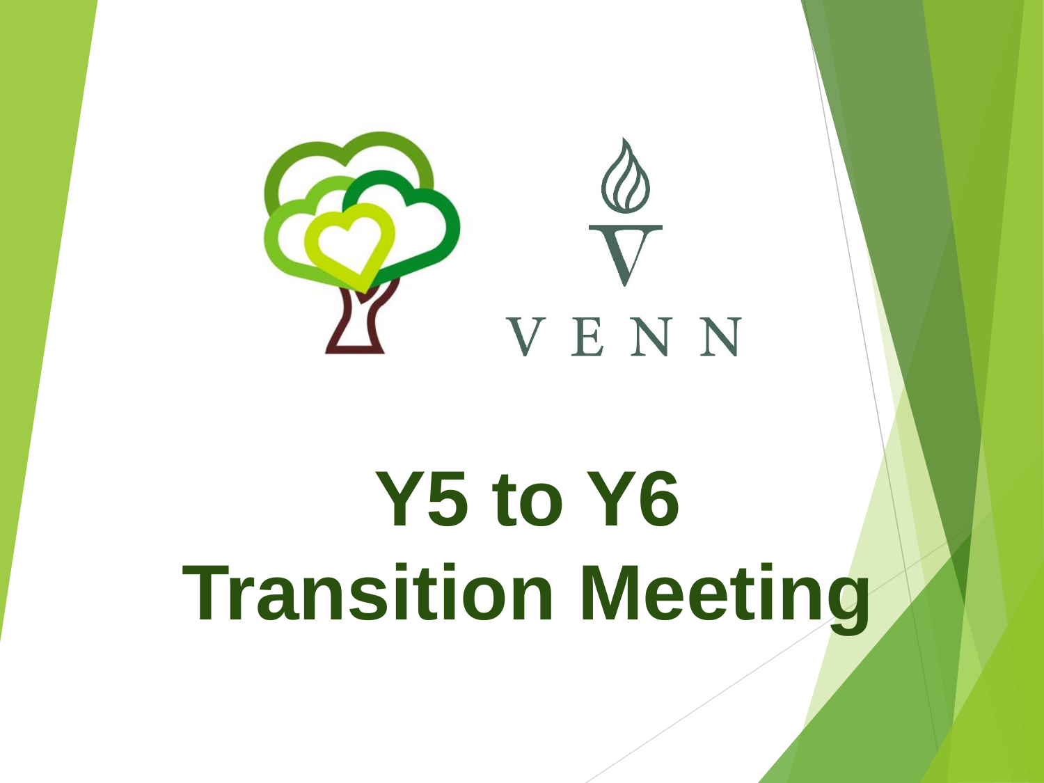VENN

# Y5 to Y6 Transition Meeting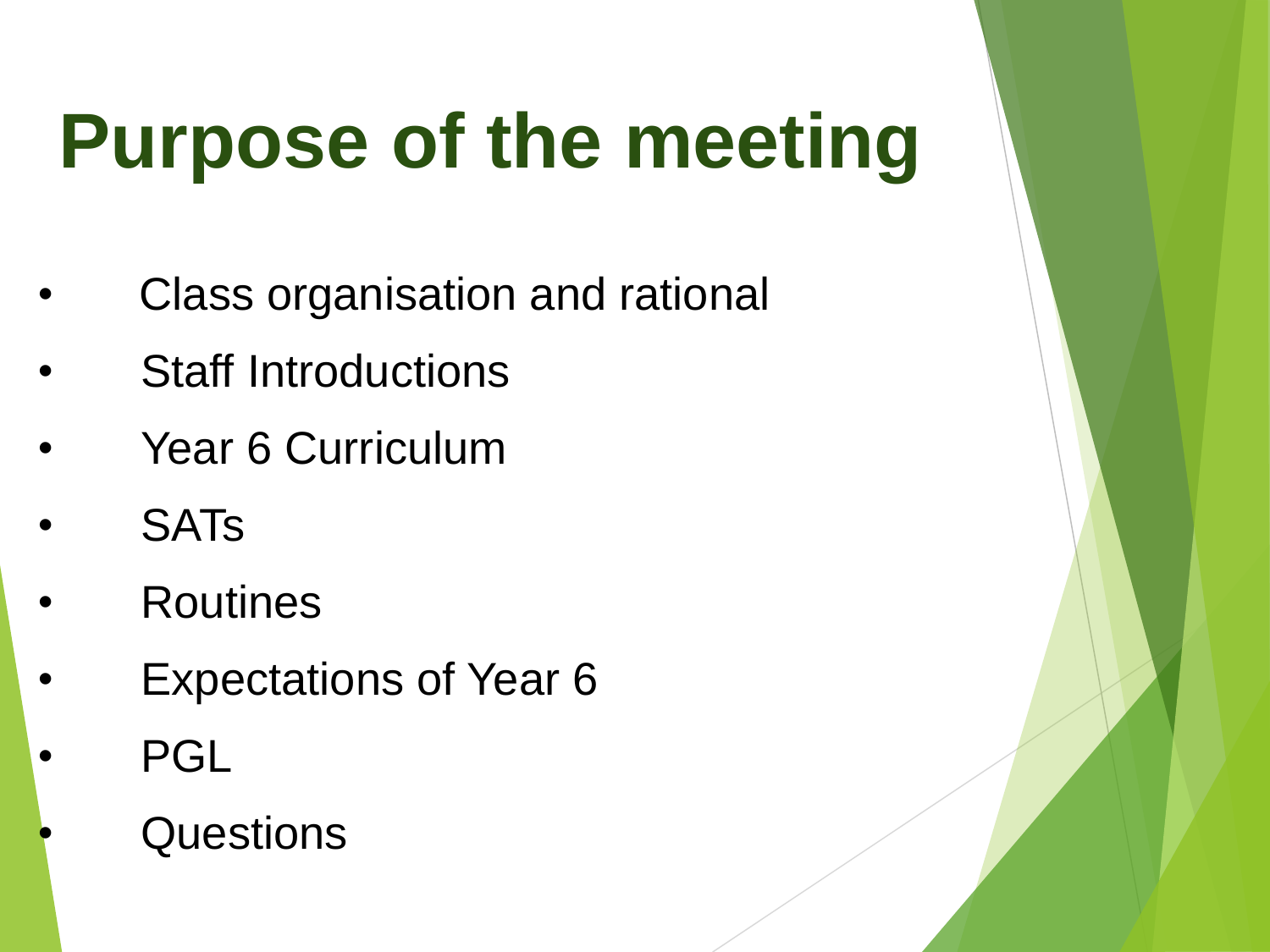# Purpose of the meeting

- Class organisation and rational
- Staff Introductions
- Year 6 Curriculum
- SATs
- Routines
- Expectations of Year 6
- PGL
- Questions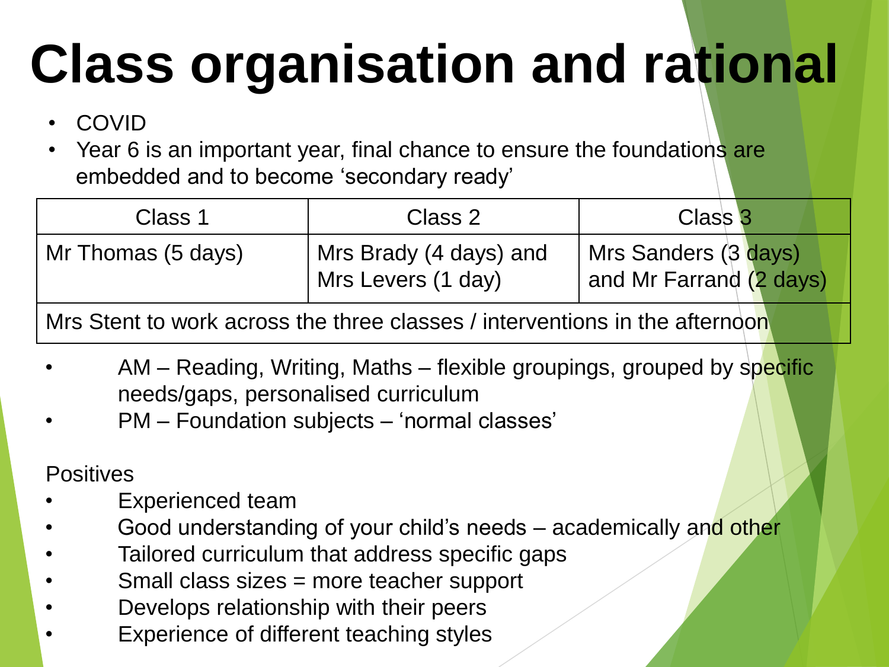# Class organisation and rational

- COVID
- Year 6 is an important year, final chance to ensure the foundations are embedded and to become 'secondary ready'

| Class 1 | Class 2 | Class 3 |
| --- | --- | --- |
| Mr Thomas (5 days) | Mrs Brady (4 days) and Mrs Levers (1 day) | Mrs Sanders (3 days) and Mr Farrand (2 days) |
| Mrs Stent to work across the three classes / interventions in the afternoon | | |

- AM – Reading, Writing, Maths – flexible groupings, grouped by specific needs/gaps, personalised curriculum
- PM – Foundation subjects – 'normal classes'

Positives

- Experienced team
- Good understanding of your child's needs – academically and other
- Tailored curriculum that address specific gaps
- Small class sizes = more teacher support
- Develops relationship with their peers
- Experience of different teaching styles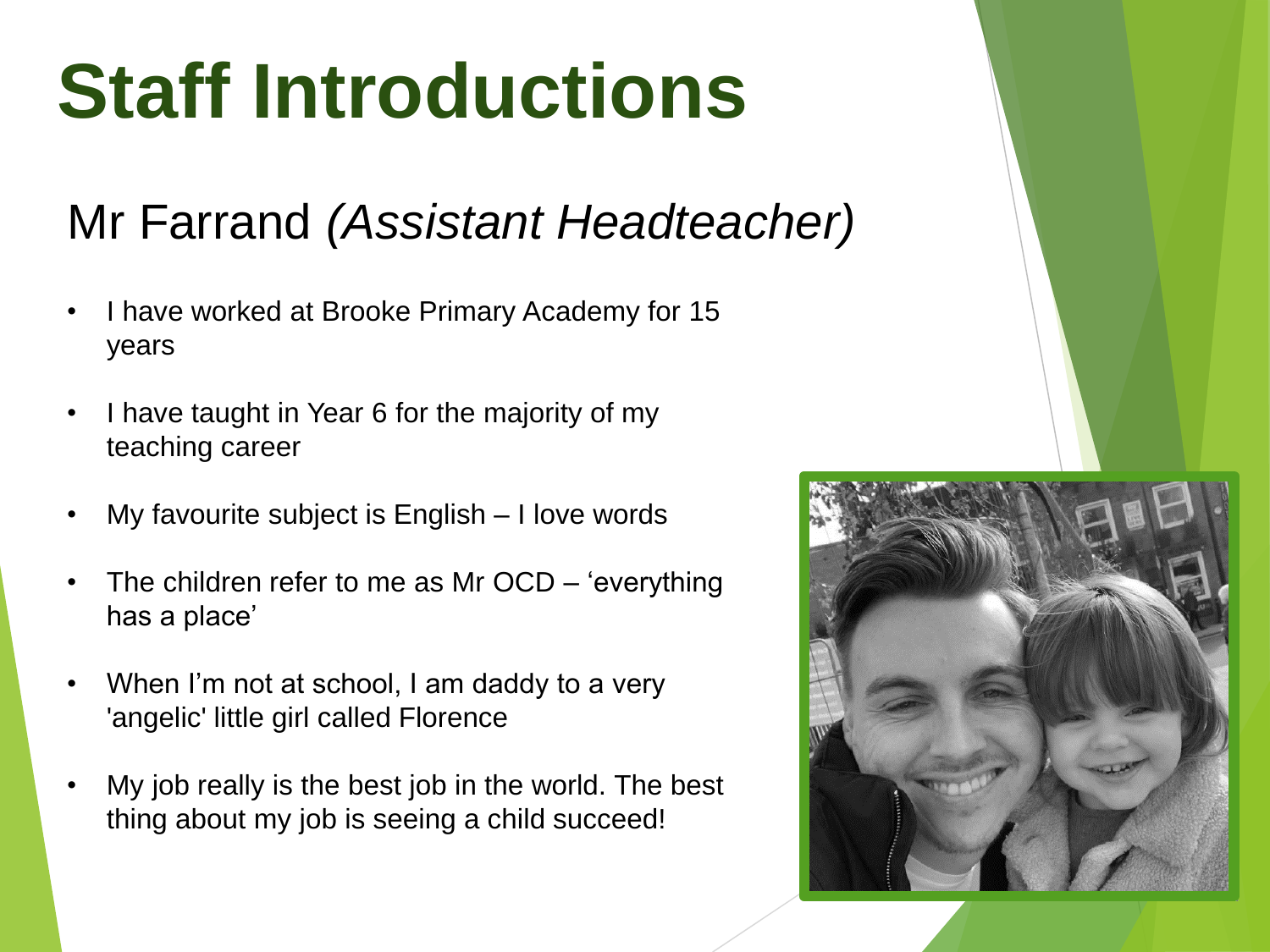# Staff Introductions

## Mr Farrand *(Assistant Headteacher)*

- I have worked at Brooke Primary Academy for 15 years
- I have taught in Year 6 for the majority of my teaching career
- My favourite subject is English – I love words
- The children refer to me as Mr OCD – 'everything has a place'
- When I'm not at school, I am daddy to a very 'angelic' little girl called Florence
- My job really is the best job in the world. The best thing about my job is seeing a child succeed!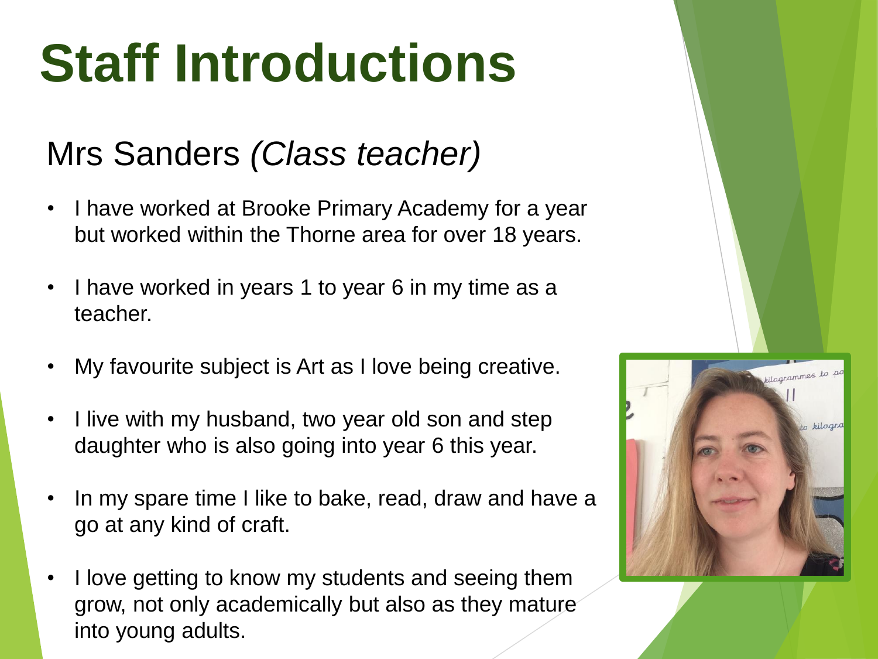# Staff Introductions

## Mrs Sanders *(Class teacher)*

- I have worked at Brooke Primary Academy for a year but worked within the Thorne area for over 18 years.
- I have worked in years 1 to year 6 in my time as a teacher.
- My favourite subject is Art as I love being creative.
- I live with my husband, two year old son and step daughter who is also going into year 6 this year.
- In my spare time I like to bake, read, draw and have a go at any kind of craft.
- I love getting to know my students and seeing them grow, not only academically but also as they mature into young adults.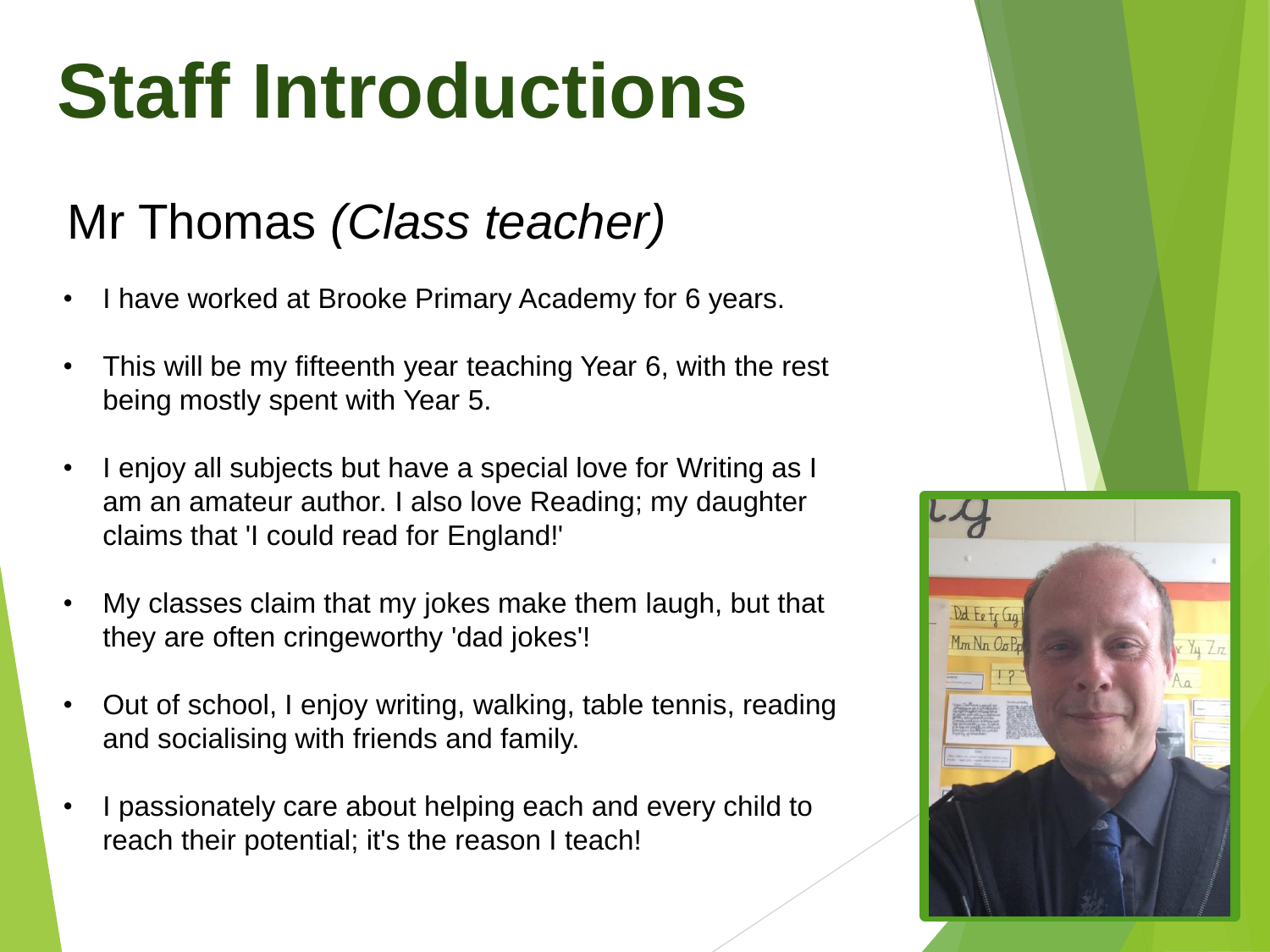# Staff Introductions

## Mr Thomas *(Class teacher)*

- I have worked at Brooke Primary Academy for 6 years.
- This will be my fifteenth year teaching Year 6, with the rest being mostly spent with Year 5.
- I enjoy all subjects but have a special love for Writing as I am an amateur author. I also love Reading; my daughter claims that 'I could read for England!'
- My classes claim that my jokes make them laugh, but that they are often cringeworthy 'dad jokes'!
- Out of school, I enjoy writing, walking, table tennis, reading and socialising with friends and family.
- I passionately care about helping each and every child to reach their potential; it's the reason I teach!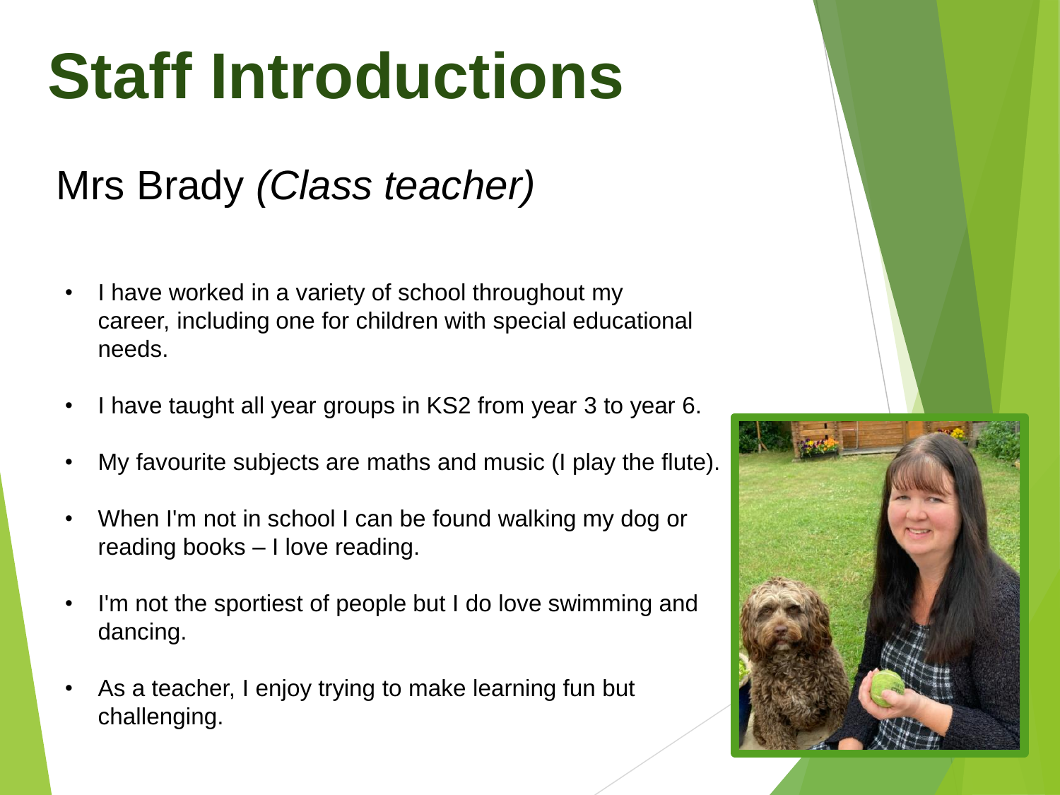# Staff Introductions

## Mrs Brady *(Class teacher)*

- I have worked in a variety of school throughout my career, including one for children with special educational needs.
- I have taught all year groups in KS2 from year 3 to year 6.
- My favourite subjects are maths and music (I play the flute).
- When I'm not in school I can be found walking my dog or reading books – I love reading.
- I'm not the sportiest of people but I do love swimming and dancing.
- As a teacher, I enjoy trying to make learning fun but challenging.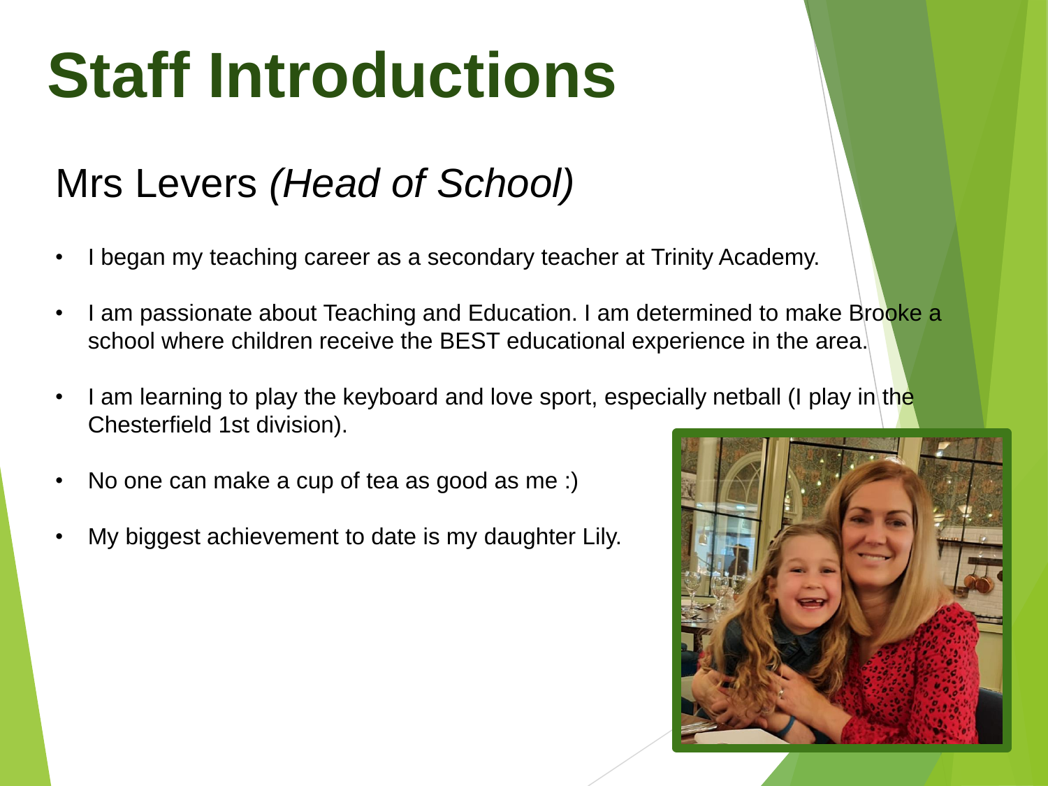# Staff Introductions

## Mrs Levers *(Head of School)*

- I began my teaching career as a secondary teacher at Trinity Academy.
- I am passionate about Teaching and Education. I am determined to make Brooke a school where children receive the BEST educational experience in the area.
- I am learning to play the keyboard and love sport, especially netball (I play in the Chesterfield 1st division).
- No one can make a cup of tea as good as me :)
- My biggest achievement to date is my daughter Lily.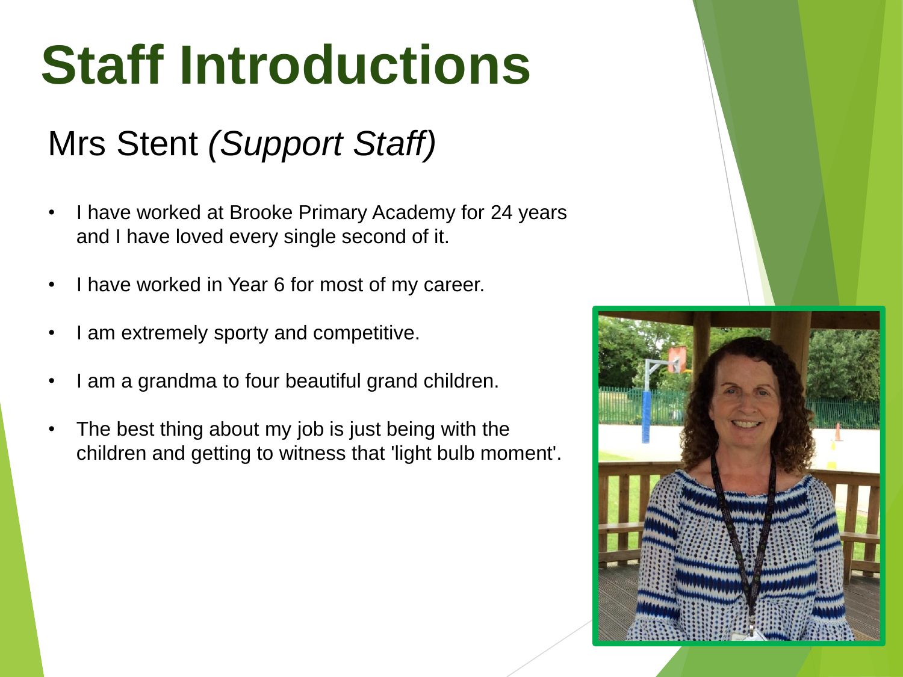# Staff Introductions

## Mrs Stent *(Support Staff)*

- I have worked at Brooke Primary Academy for 24 years and I have loved every single second of it.
- I have worked in Year 6 for most of my career.
- I am extremely sporty and competitive.
- I am a grandma to four beautiful grand children.
- The best thing about my job is just being with the children and getting to witness that 'light bulb moment'.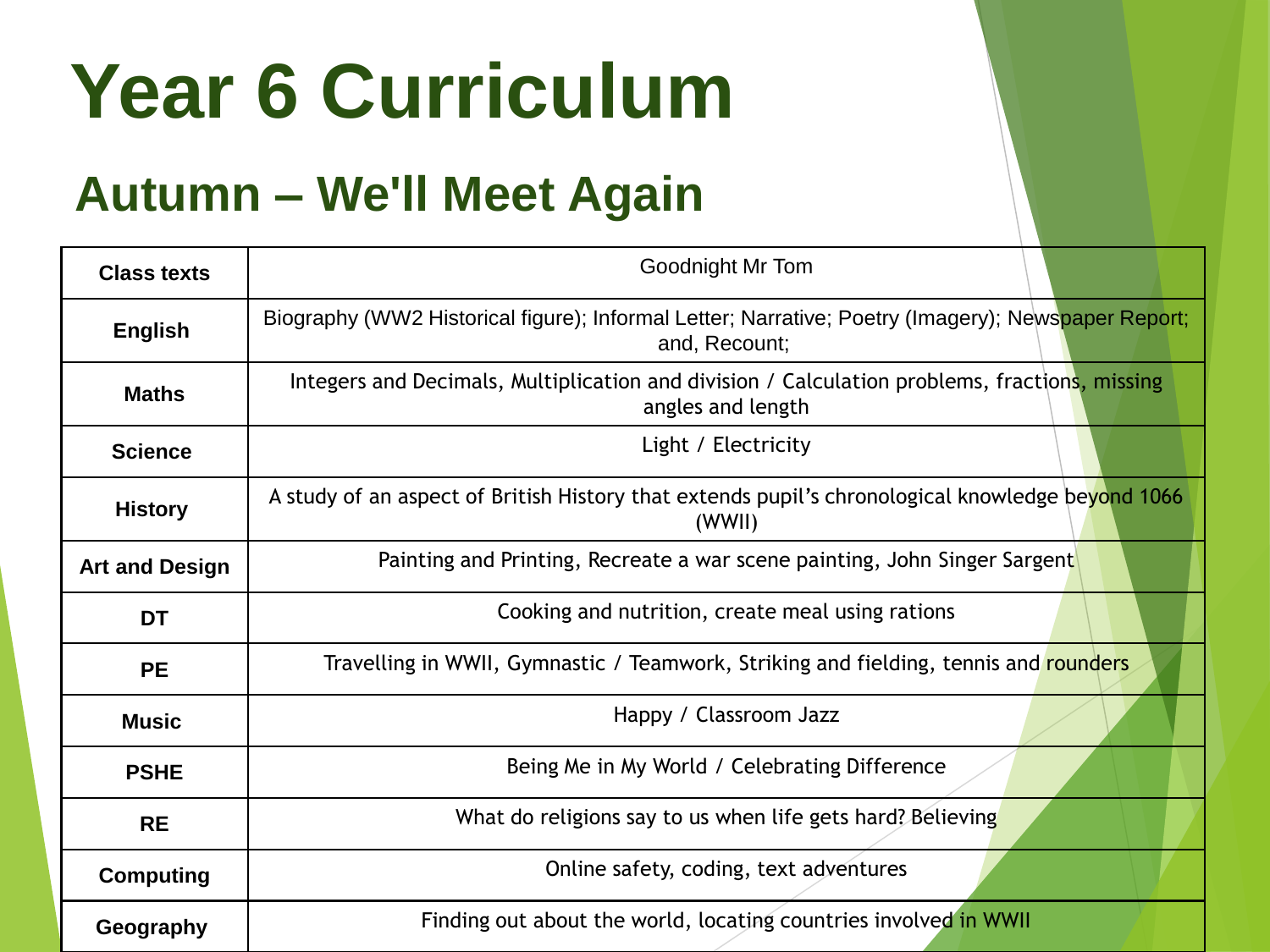# Year 6 Curriculum

## Autumn – We'll Meet Again

| | |
|---|---|
| **Class texts** | Goodnight Mr Tom |
| **English** | Biography (WW2 Historical figure); Informal Letter; Narrative; Poetry (Imagery); Newspaper Report; and, Recount; |
| **Maths** | Integers and Decimals, Multiplication and division / Calculation problems, fractions, missing angles and length |
| **Science** | Light / Electricity |
| **History** | A study of an aspect of British History that extends pupil's chronological knowledge beyond 1066 (WWII) |
| **Art and Design** | Painting and Printing, Recreate a war scene painting, John Singer Sargent |
| **DT** | Cooking and nutrition, create meal using rations |
| **PE** | Travelling in WWII, Gymnastic / Teamwork, Striking and fielding, tennis and rounders |
| **Music** | Happy / Classroom Jazz |
| **PSHE** | Being Me in My World / Celebrating Difference |
| **RE** | What do religions say to us when life gets hard? Believing |
| **Computing** | Online safety, coding, text adventures |
| **Geography** | Finding out about the world, locating countries involved in WWII |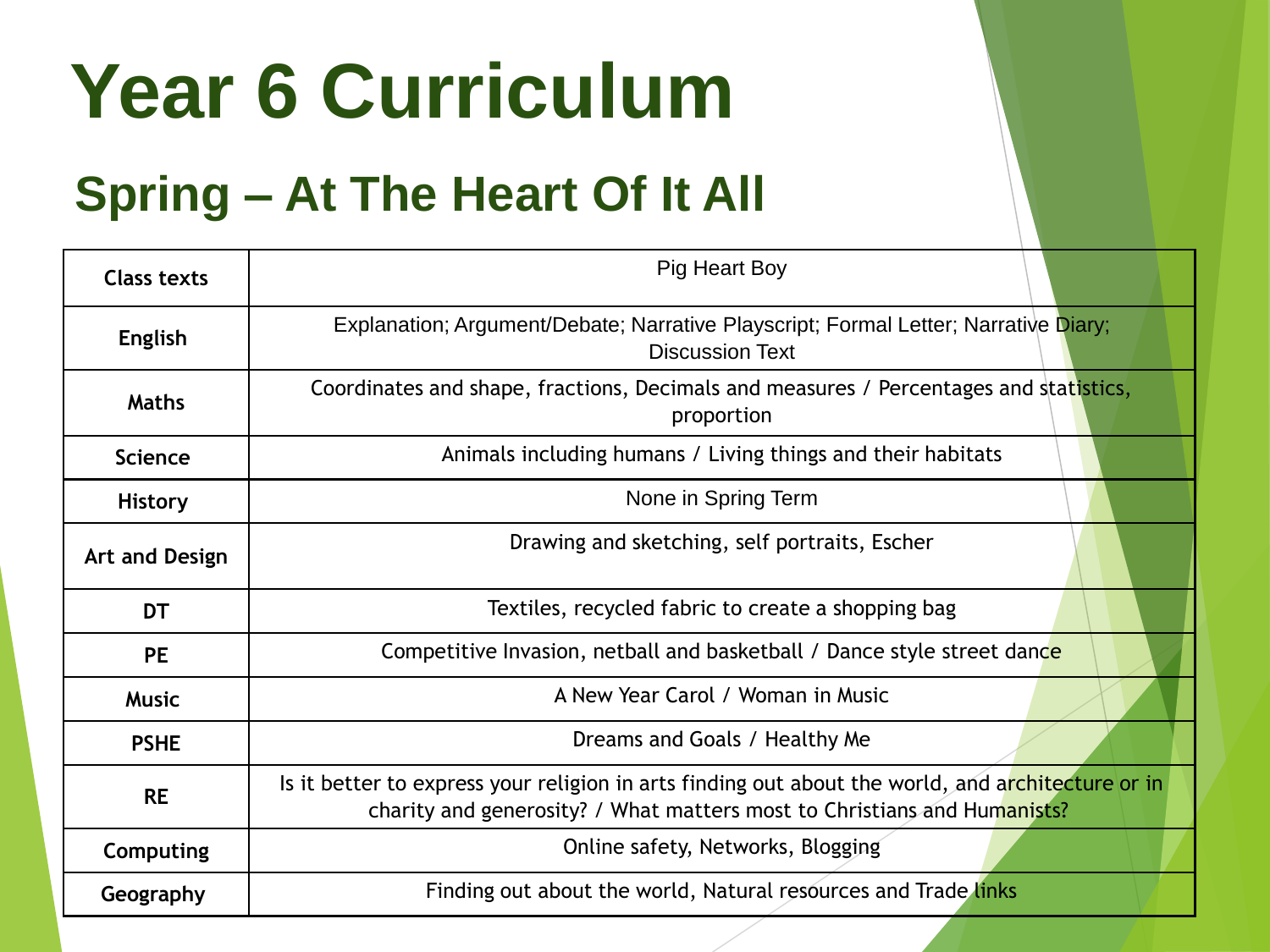# Year 6 Curriculum

## Spring – At The Heart Of It All

| | |
|---|---|
| **Class texts** | Pig Heart Boy |
| **English** | Explanation; Argument/Debate; Narrative Playscript; Formal Letter; Narrative Diary; Discussion Text |
| **Maths** | Coordinates and shape, fractions, Decimals and measures / Percentages and statistics, proportion |
| **Science** | Animals including humans / Living things and their habitats |
| **History** | None in Spring Term |
| **Art and Design** | Drawing and sketching, self portraits, Escher |
| **DT** | Textiles, recycled fabric to create a shopping bag |
| **PE** | Competitive Invasion, netball and basketball / Dance style street dance |
| **Music** | A New Year Carol / Woman in Music |
| **PSHE** | Dreams and Goals / Healthy Me |
| **RE** | Is it better to express your religion in arts finding out about the world, and architecture or in charity and generosity? / What matters most to Christians and Humanists? |
| **Computing** | Online safety, Networks, Blogging |
| **Geography** | Finding out about the world, Natural resources and Trade links |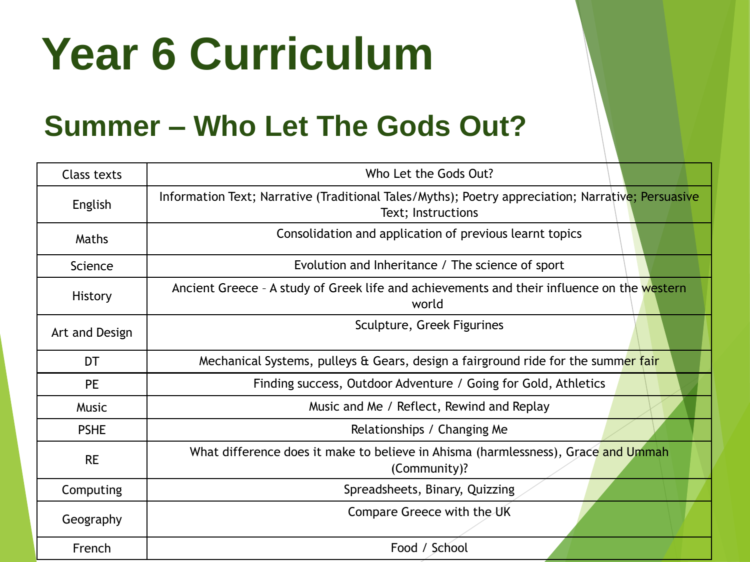# Year 6 Curriculum

## Summer – Who Let The Gods Out?

| | |
|---|---|
| Class texts | Who Let the Gods Out? |
| English | Information Text; Narrative (Traditional Tales/Myths); Poetry appreciation; Narrative; Persuasive Text; Instructions |
| Maths | Consolidation and application of previous learnt topics |
| Science | Evolution and Inheritance / The science of sport |
| History | Ancient Greece – A study of Greek life and achievements and their influence on the western world |
| Art and Design | Sculpture, Greek Figurines |
| DT | Mechanical Systems, pulleys & Gears, design a fairground ride for the summer fair |
| PE | Finding success, Outdoor Adventure / Going for Gold, Athletics |
| Music | Music and Me / Reflect, Rewind and Replay |
| PSHE | Relationships / Changing Me |
| RE | What difference does it make to believe in Ahisma (harmlessness), Grace and Ummah (Community)? |
| Computing | Spreadsheets, Binary, Quizzing |
| Geography | Compare Greece with the UK |
| French | Food / School |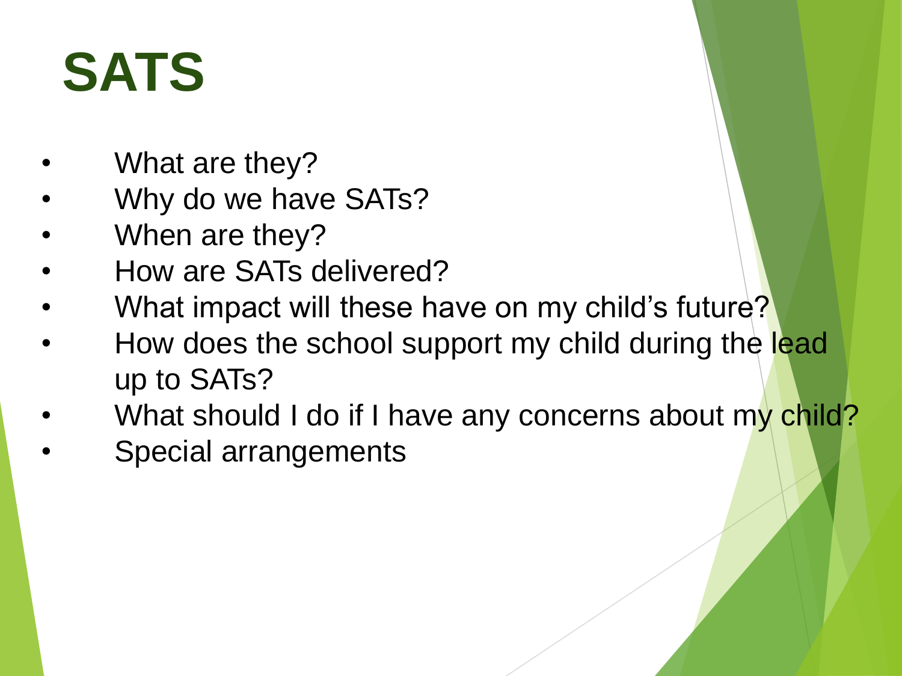# SATS

- What are they?
- Why do we have SATs?
- When are they?
- How are SATs delivered?
- What impact will these have on my child's future?
- How does the school support my child during the lead up to SATs?
- What should I do if I have any concerns about my child?
- Special arrangements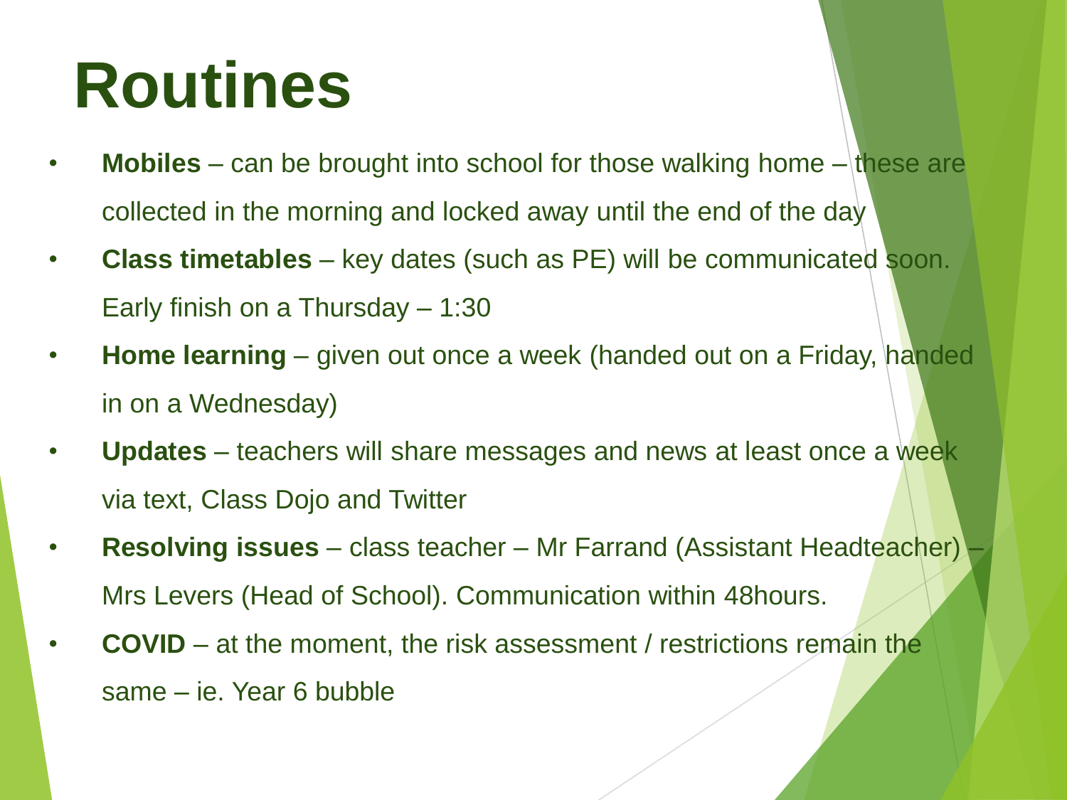# Routines

- **Mobiles** – can be brought into school for those walking home – these are collected in the morning and locked away until the end of the day
- **Class timetables** – key dates (such as PE) will be communicated soon. Early finish on a Thursday – 1:30
- **Home learning** – given out once a week (handed out on a Friday, handed in on a Wednesday)
- **Updates** – teachers will share messages and news at least once a week via text, Class Dojo and Twitter
- **Resolving issues** – class teacher – Mr Farrand (Assistant Headteacher) – Mrs Levers (Head of School). Communication within 48hours.
- **COVID** – at the moment, the risk assessment / restrictions remain the same – ie. Year 6 bubble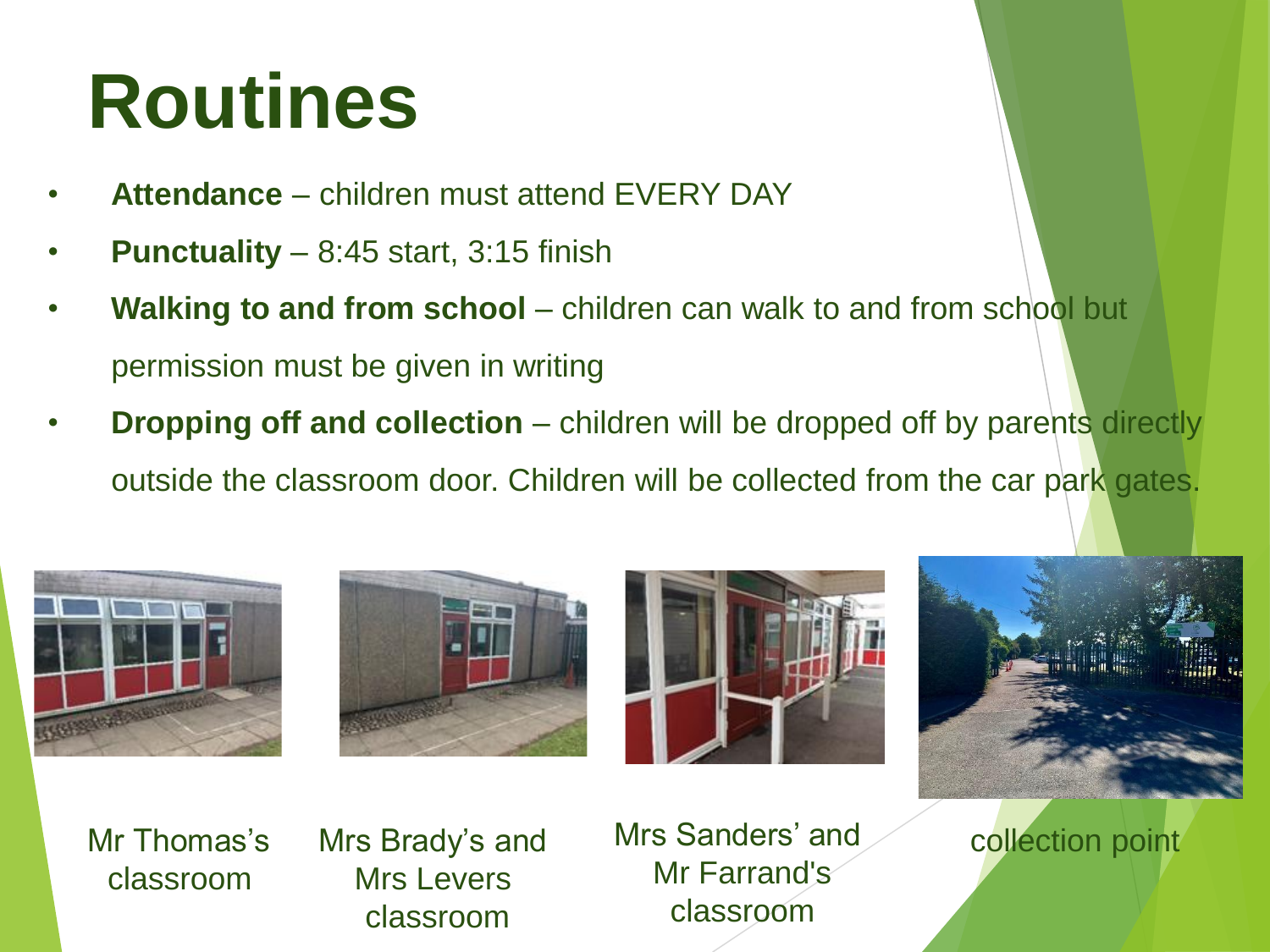# Routines

- **Attendance** – children must attend EVERY DAY
- **Punctuality** – 8:45 start, 3:15 finish
- **Walking to and from school** – children can walk to and from school but permission must be given in writing
- **Dropping off and collection** – children will be dropped off by parents directly outside the classroom door. Children will be collected from the car park gates.

Mr Thomas's classroom

Mrs Brady's and Mrs Levers classroom

Mrs Sanders' and Mr Farrand's classroom

collection point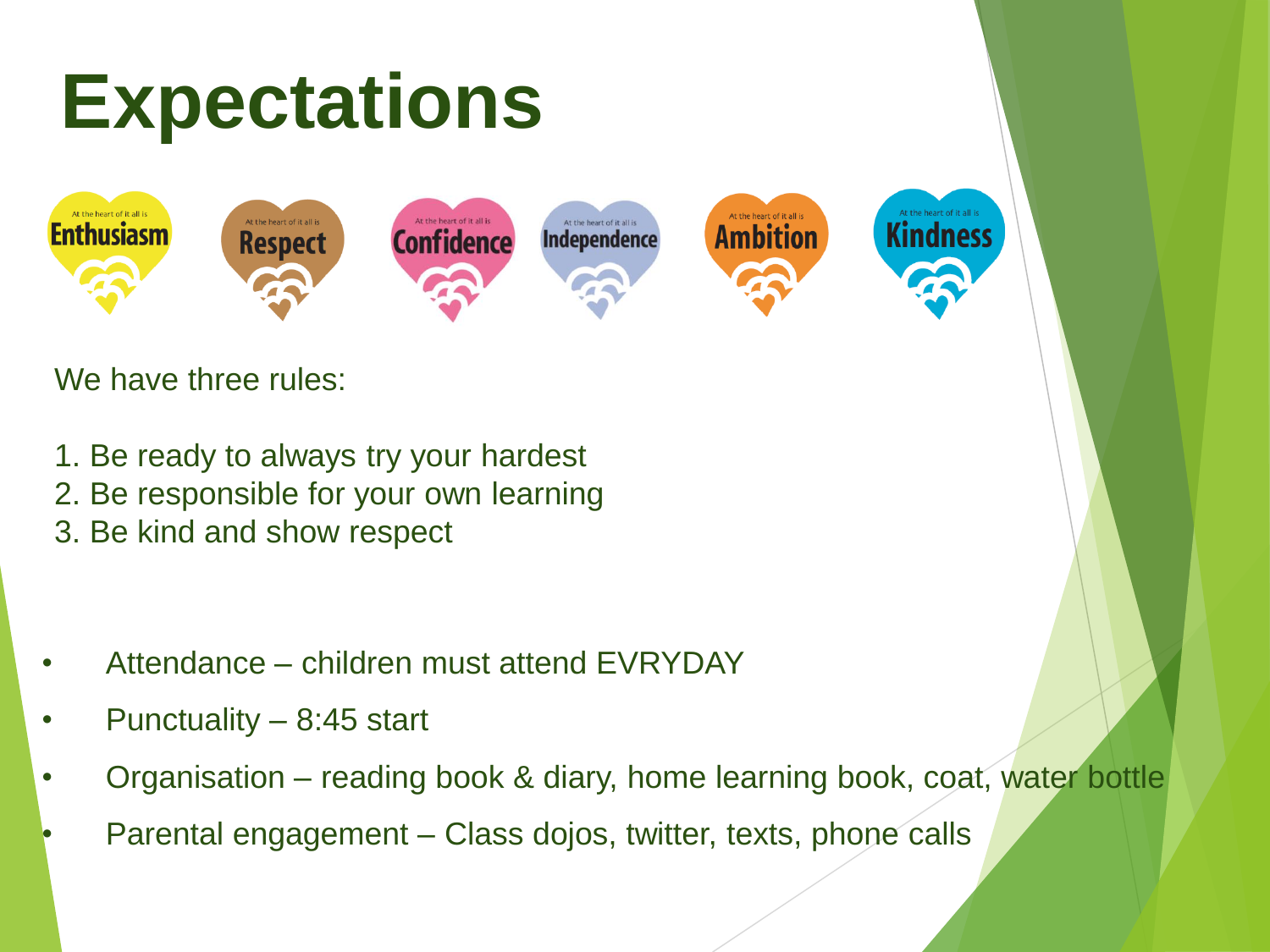# Expectations

At the heart of it all is **Enthusiasm**

At the heart of it all is **Respect**

At the heart of it all is **Confidence**

At the heart of it all is **Independence**

At the heart of it all is **Ambition**

At the heart of it all is **Kindness**

We have three rules:

1. Be ready to always try your hardest
2. Be responsible for your own learning
3. Be kind and show respect

- Attendance – children must attend EVRYDAY
- Punctuality – 8:45 start
- Organisation – reading book & diary, home learning book, coat, water bottle
- Parental engagement – Class dojos, twitter, texts, phone calls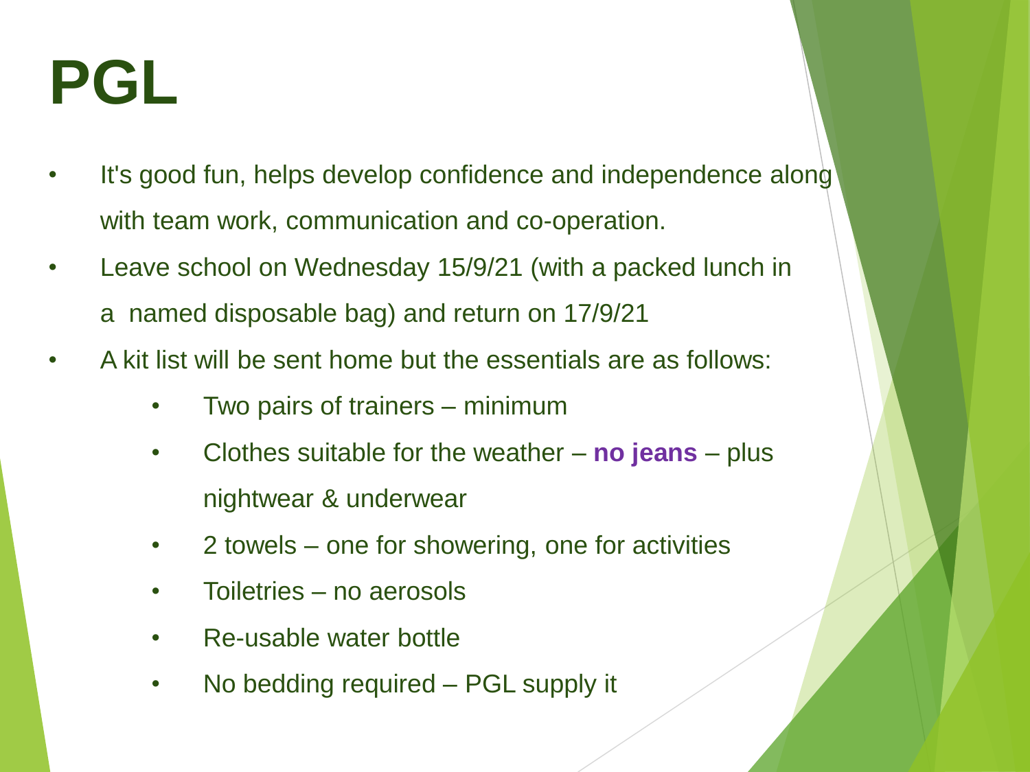# PGL

- It's good fun, helps develop confidence and independence along with team work, communication and co-operation.
- Leave school on Wednesday 15/9/21 (with a packed lunch in a named disposable bag) and return on 17/9/21
- A kit list will be sent home but the essentials are as follows:
  - Two pairs of trainers – minimum
  - Clothes suitable for the weather – **no jeans** – plus nightwear & underwear
  - 2 towels – one for showering, one for activities
  - Toiletries – no aerosols
  - Re-usable water bottle
  - No bedding required – PGL supply it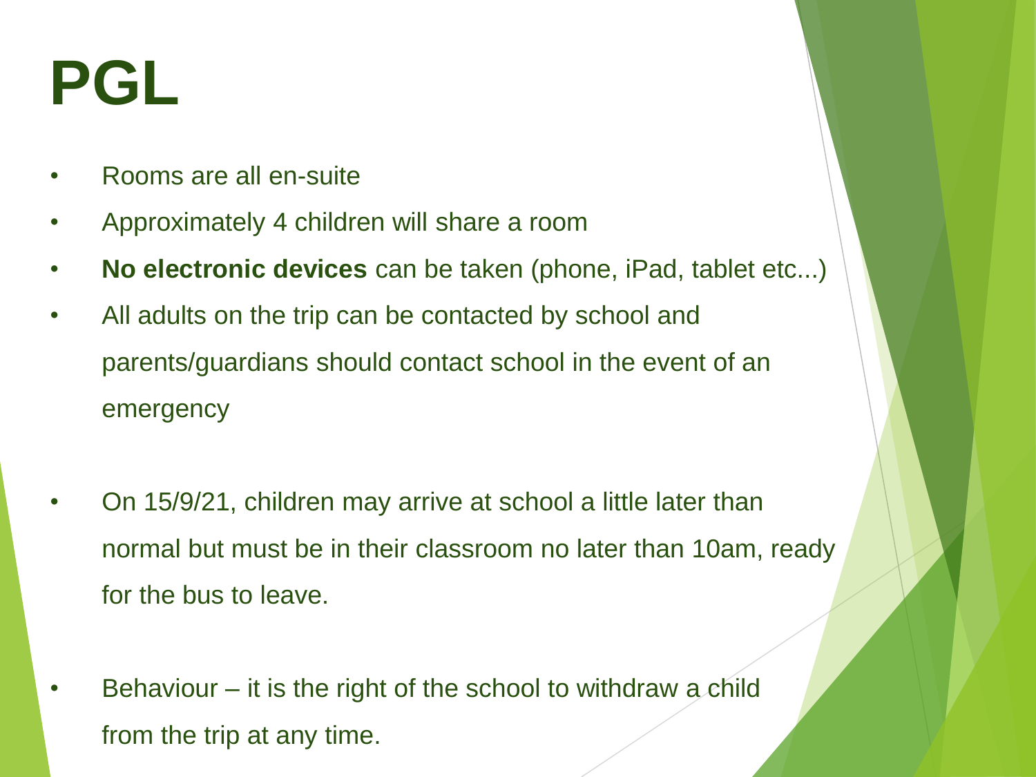# PGL

- Rooms are all en-suite
- Approximately 4 children will share a room
- **No electronic devices** can be taken (phone, iPad, tablet etc...)
- All adults on the trip can be contacted by school and parents/guardians should contact school in the event of an emergency

- On 15/9/21, children may arrive at school a little later than normal but must be in their classroom no later than 10am, ready for the bus to leave.

- Behaviour – it is the right of the school to withdraw a child from the trip at any time.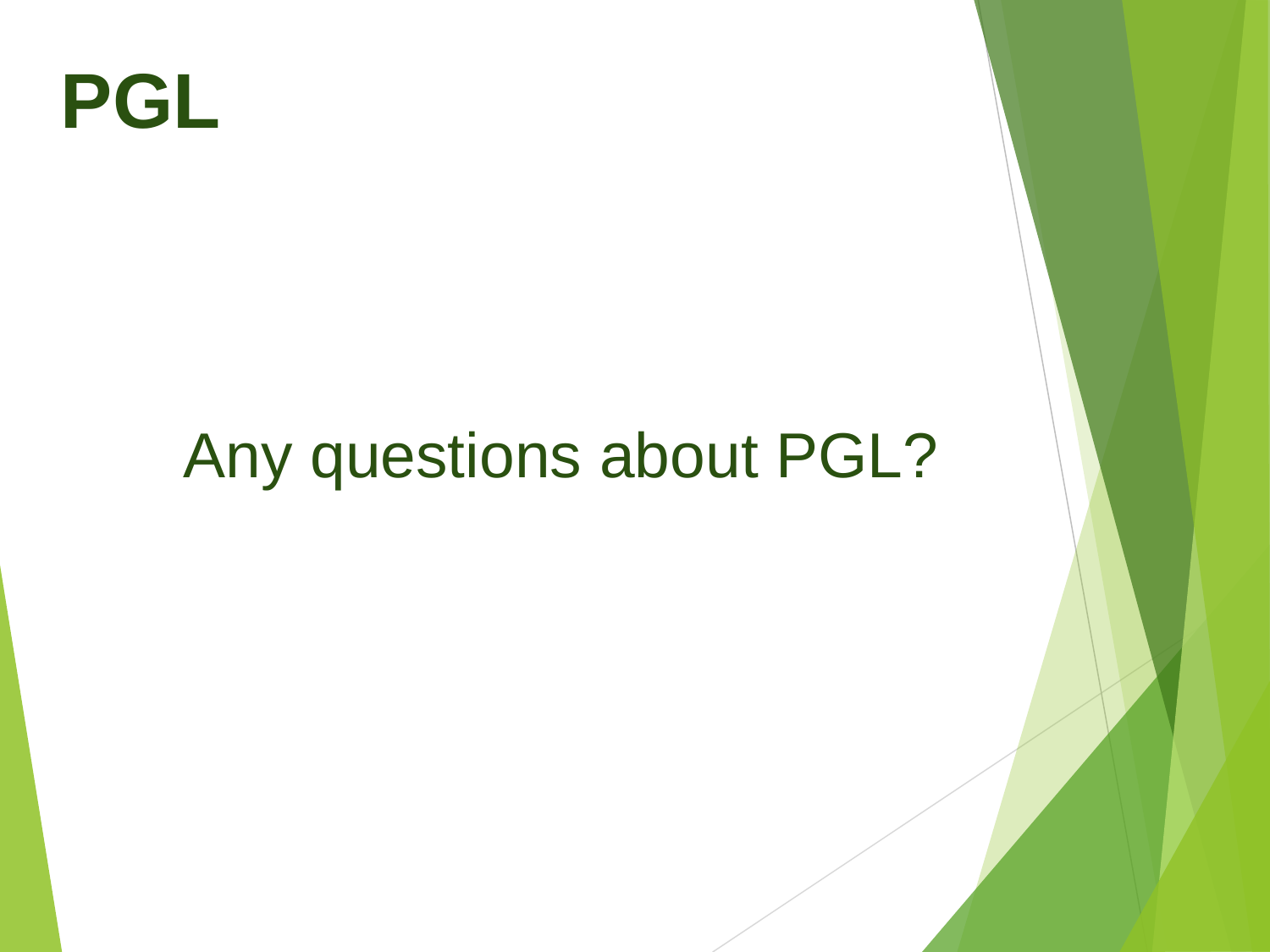# PGL

Any questions about PGL?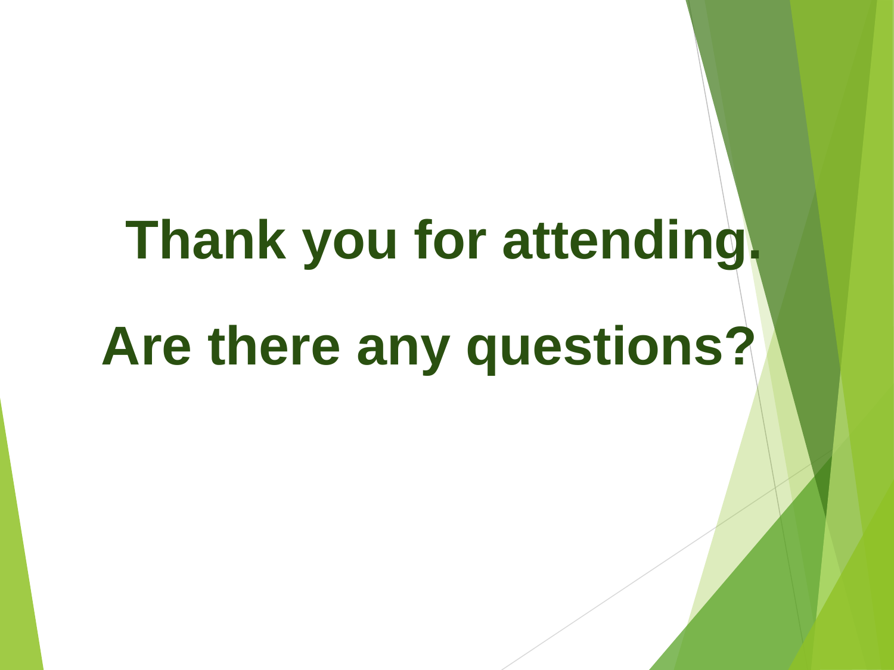# Thank you for attending.

# Are there any questions?